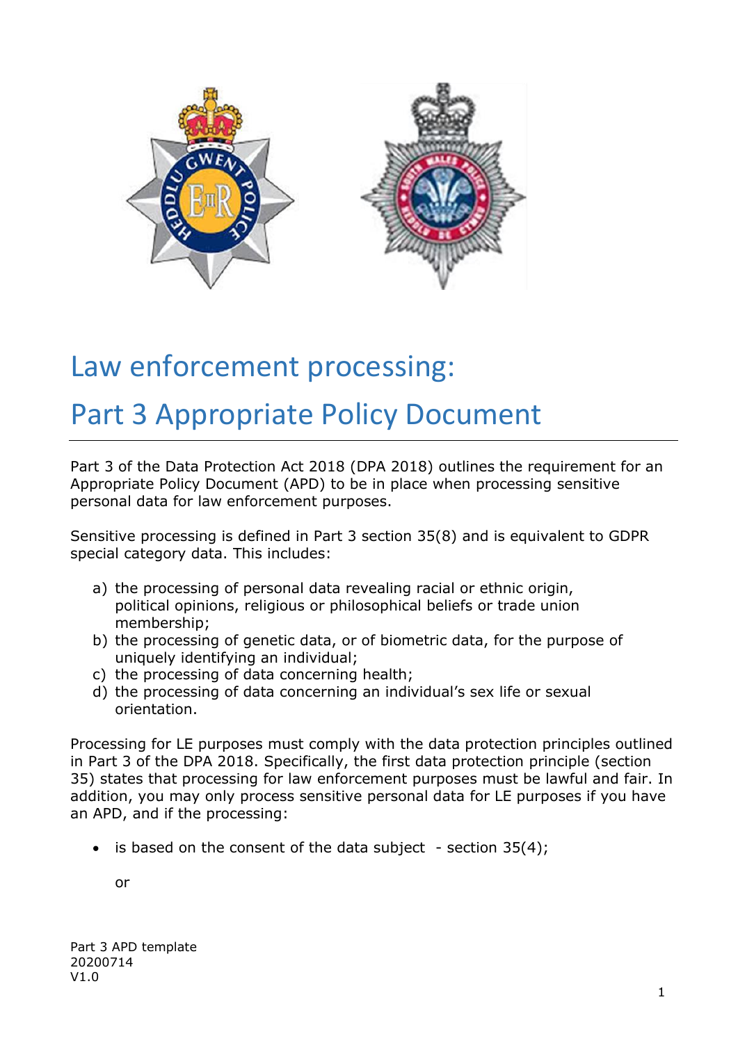# Law enforcement processing:

# Part 3 Appropriate Policy Document

Part 3 of the Data Protection Act 2018 (DPA 2018) outlines the requirement for an Appropriate Policy Document (APD) to be in place when processing sensitive personal data for law enforcement purposes.

Sensitive processing is defined in Part 3 section 35(8) and is equivalent to GDPR special category data. This includes:

a) the processing of personal data revealing racial or ethnic origin, political opinions, religious or philosophical beliefs or trade union membership;
b) the processing of genetic data, or of biometric data, for the purpose of uniquely identifying an individual;
c) the processing of data concerning health;
d) the processing of data concerning an individual's sex life or sexual orientation.

Processing for LE purposes must comply with the data protection principles outlined in Part 3 of the DPA 2018. Specifically, the first data protection principle (section 35) states that processing for law enforcement purposes must be lawful and fair. In addition, you may only process sensitive personal data for LE purposes if you have an APD, and if the processing:

- is based on the consent of the data subject - section 35(4);

  or

Part 3 APD template
20200714
V1.0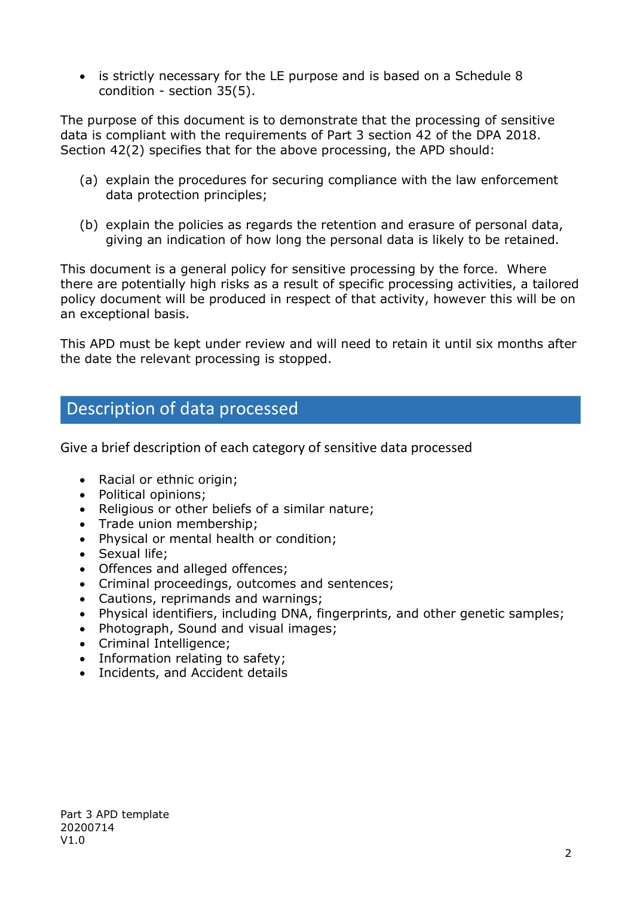- is strictly necessary for the LE purpose and is based on a Schedule 8 condition - section 35(5).

The purpose of this document is to demonstrate that the processing of sensitive data is compliant with the requirements of Part 3 section 42 of the DPA 2018. Section 42(2) specifies that for the above processing, the APD should:

(a) explain the procedures for securing compliance with the law enforcement data protection principles;

(b) explain the policies as regards the retention and erasure of personal data, giving an indication of how long the personal data is likely to be retained.

This document is a general policy for sensitive processing by the force. Where there are potentially high risks as a result of specific processing activities, a tailored policy document will be produced in respect of that activity, however this will be on an exceptional basis.

This APD must be kept under review and will need to retain it until six months after the date the relevant processing is stopped.

## Description of data processed

Give a brief description of each category of sensitive data processed

- Racial or ethnic origin;
- Political opinions;
- Religious or other beliefs of a similar nature;
- Trade union membership;
- Physical or mental health or condition;
- Sexual life;
- Offences and alleged offences;
- Criminal proceedings, outcomes and sentences;
- Cautions, reprimands and warnings;
- Physical identifiers, including DNA, fingerprints, and other genetic samples;
- Photograph, Sound and visual images;
- Criminal Intelligence;
- Information relating to safety;
- Incidents, and Accident details

Part 3 APD template
20200714
V1.0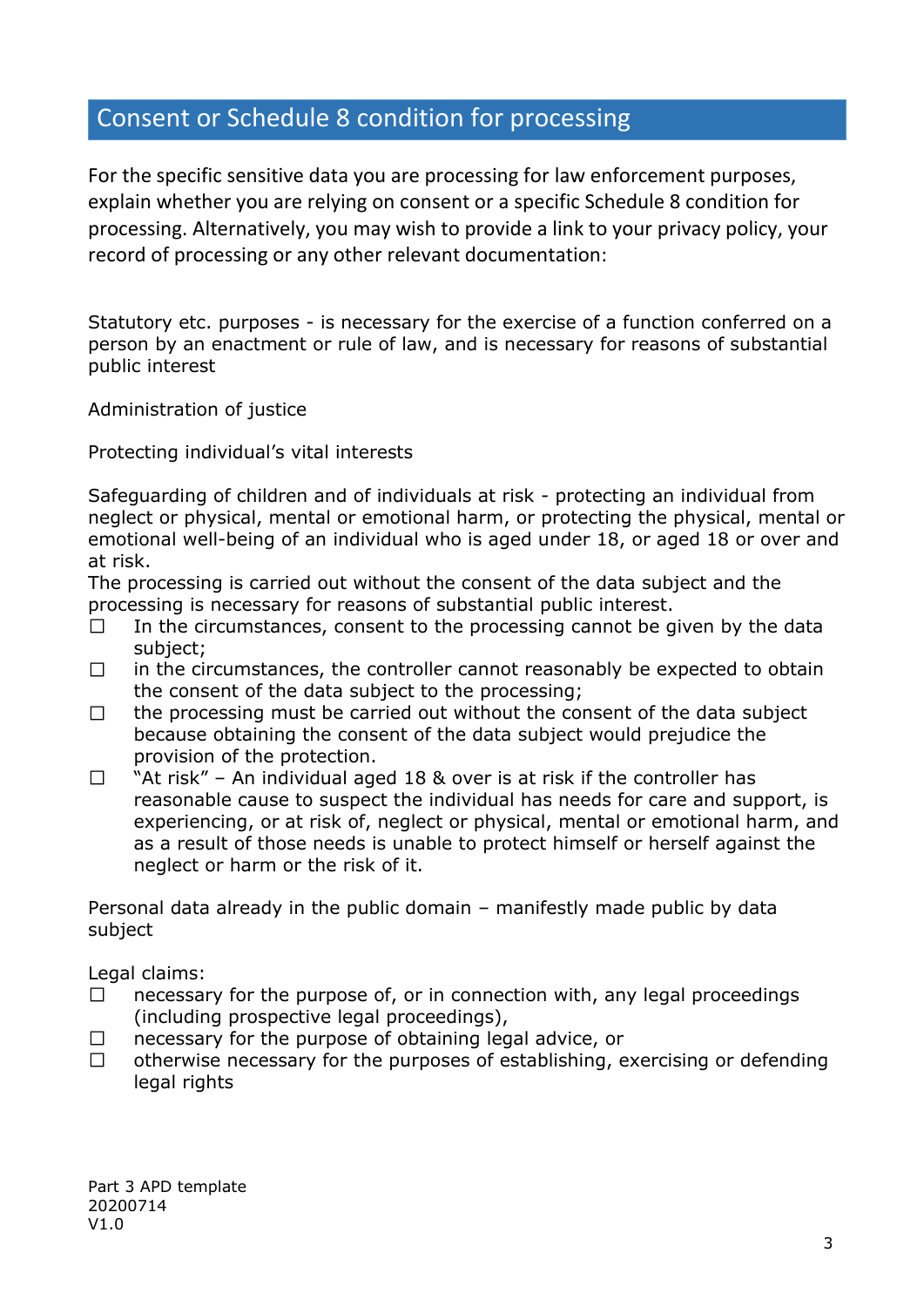## Consent or Schedule 8 condition for processing

For the specific sensitive data you are processing for law enforcement purposes, explain whether you are relying on consent or a specific Schedule 8 condition for processing. Alternatively, you may wish to provide a link to your privacy policy, your record of processing or any other relevant documentation:

Statutory etc. purposes - is necessary for the exercise of a function conferred on a person by an enactment or rule of law, and is necessary for reasons of substantial public interest

Administration of justice

Protecting individual's vital interests

Safeguarding of children and of individuals at risk - protecting an individual from neglect or physical, mental or emotional harm, or protecting the physical, mental or emotional well-being of an individual who is aged under 18, or aged 18 or over and at risk.
The processing is carried out without the consent of the data subject and the processing is necessary for reasons of substantial public interest.

- ☐ In the circumstances, consent to the processing cannot be given by the data subject;
- ☐ in the circumstances, the controller cannot reasonably be expected to obtain the consent of the data subject to the processing;
- ☐ the processing must be carried out without the consent of the data subject because obtaining the consent of the data subject would prejudice the provision of the protection.
- ☐ "At risk" – An individual aged 18 & over is at risk if the controller has reasonable cause to suspect the individual has needs for care and support, is experiencing, or at risk of, neglect or physical, mental or emotional harm, and as a result of those needs is unable to protect himself or herself against the neglect or harm or the risk of it.

Personal data already in the public domain – manifestly made public by data subject

Legal claims:

- ☐ necessary for the purpose of, or in connection with, any legal proceedings (including prospective legal proceedings),
- ☐ necessary for the purpose of obtaining legal advice, or
- ☐ otherwise necessary for the purposes of establishing, exercising or defending legal rights

Part 3 APD template
20200714
V1.0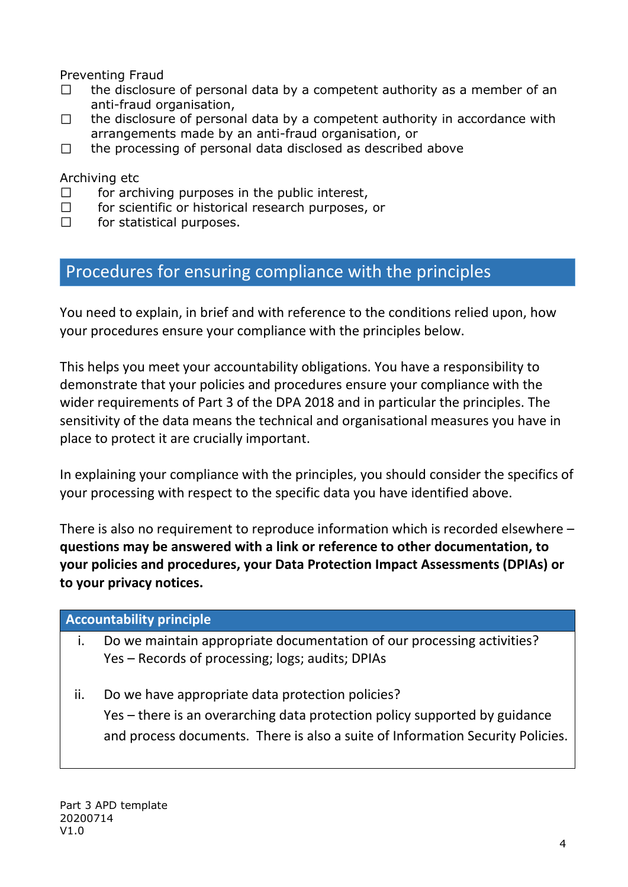Preventing Fraud

- ☐ the disclosure of personal data by a competent authority as a member of an anti-fraud organisation,
- ☐ the disclosure of personal data by a competent authority in accordance with arrangements made by an anti-fraud organisation, or
- ☐ the processing of personal data disclosed as described above

Archiving etc

- ☐ for archiving purposes in the public interest,
- ☐ for scientific or historical research purposes, or
- ☐ for statistical purposes.

## Procedures for ensuring compliance with the principles

You need to explain, in brief and with reference to the conditions relied upon, how your procedures ensure your compliance with the principles below.

This helps you meet your accountability obligations. You have a responsibility to demonstrate that your policies and procedures ensure your compliance with the wider requirements of Part 3 of the DPA 2018 and in particular the principles. The sensitivity of the data means the technical and organisational measures you have in place to protect it are crucially important.

In explaining your compliance with the principles, you should consider the specifics of your processing with respect to the specific data you have identified above.

There is also no requirement to reproduce information which is recorded elsewhere – **questions may be answered with a link or reference to other documentation, to your policies and procedures, your Data Protection Impact Assessments (DPIAs) or to your privacy notices.**

| Accountability principle |
| --- |
| i. Do we maintain appropriate documentation of our processing activities?<br>Yes – Records of processing; logs; audits; DPIAs<br><br>ii. Do we have appropriate data protection policies?<br>Yes – there is an overarching data protection policy supported by guidance and process documents. There is also a suite of Information Security Policies. |

Part 3 APD template
20200714
V1.0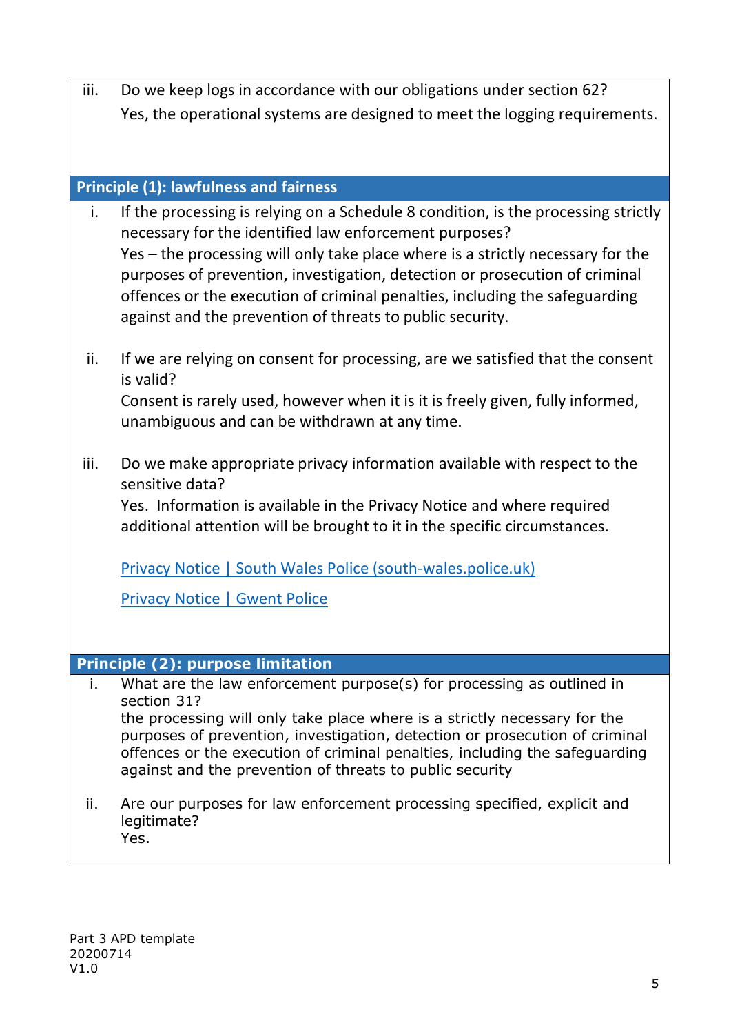iii. Do we keep logs in accordance with our obligations under section 62?

Yes, the operational systems are designed to meet the logging requirements.

### Principle (1): lawfulness and fairness

i. If the processing is relying on a Schedule 8 condition, is the processing strictly necessary for the identified law enforcement purposes?

Yes – the processing will only take place where is a strictly necessary for the purposes of prevention, investigation, detection or prosecution of criminal offences or the execution of criminal penalties, including the safeguarding against and the prevention of threats to public security.

ii. If we are relying on consent for processing, are we satisfied that the consent is valid?

Consent is rarely used, however when it is it is freely given, fully informed, unambiguous and can be withdrawn at any time.

iii. Do we make appropriate privacy information available with respect to the sensitive data?

Yes. Information is available in the Privacy Notice and where required additional attention will be brought to it in the specific circumstances.

Privacy Notice | South Wales Police (south-wales.police.uk)

Privacy Notice | Gwent Police

### Principle (2): purpose limitation

i. What are the law enforcement purpose(s) for processing as outlined in section 31?

the processing will only take place where is a strictly necessary for the purposes of prevention, investigation, detection or prosecution of criminal offences or the execution of criminal penalties, including the safeguarding against and the prevention of threats to public security

ii. Are our purposes for law enforcement processing specified, explicit and legitimate?

Yes.

Part 3 APD template
20200714
V1.0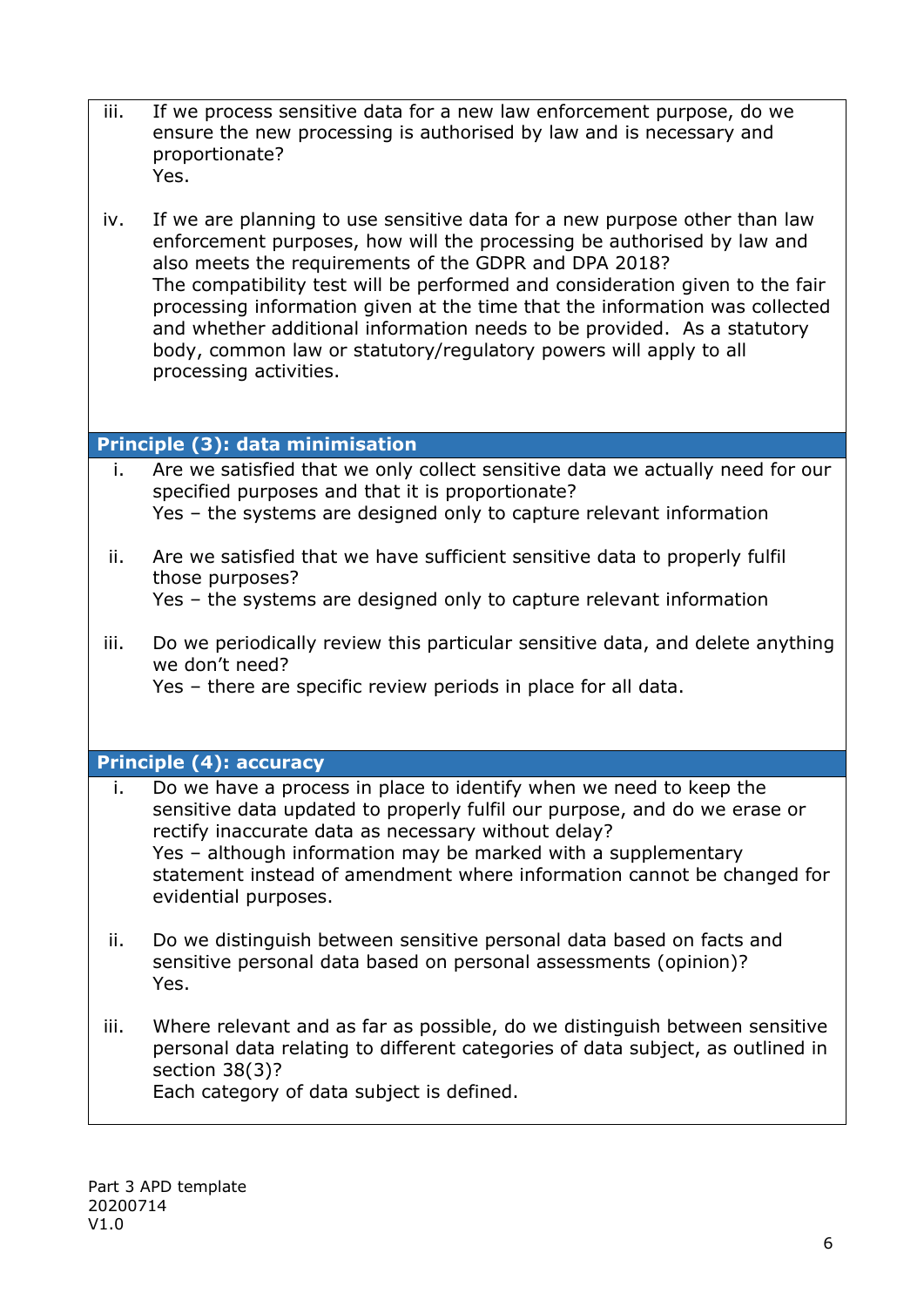iii. If we process sensitive data for a new law enforcement purpose, do we ensure the new processing is authorised by law and is necessary and proportionate?
Yes.

iv. If we are planning to use sensitive data for a new purpose other than law enforcement purposes, how will the processing be authorised by law and also meets the requirements of the GDPR and DPA 2018?
The compatibility test will be performed and consideration given to the fair processing information given at the time that the information was collected and whether additional information needs to be provided. As a statutory body, common law or statutory/regulatory powers will apply to all processing activities.

**Principle (3): data minimisation**

i. Are we satisfied that we only collect sensitive data we actually need for our specified purposes and that it is proportionate?
Yes – the systems are designed only to capture relevant information

ii. Are we satisfied that we have sufficient sensitive data to properly fulfil those purposes?
Yes – the systems are designed only to capture relevant information

iii. Do we periodically review this particular sensitive data, and delete anything we don't need?
Yes – there are specific review periods in place for all data.

**Principle (4): accuracy**

i. Do we have a process in place to identify when we need to keep the sensitive data updated to properly fulfil our purpose, and do we erase or rectify inaccurate data as necessary without delay?
Yes – although information may be marked with a supplementary statement instead of amendment where information cannot be changed for evidential purposes.

ii. Do we distinguish between sensitive personal data based on facts and sensitive personal data based on personal assessments (opinion)?
Yes.

iii. Where relevant and as far as possible, do we distinguish between sensitive personal data relating to different categories of data subject, as outlined in section 38(3)?
Each category of data subject is defined.

Part 3 APD template
20200714
V1.0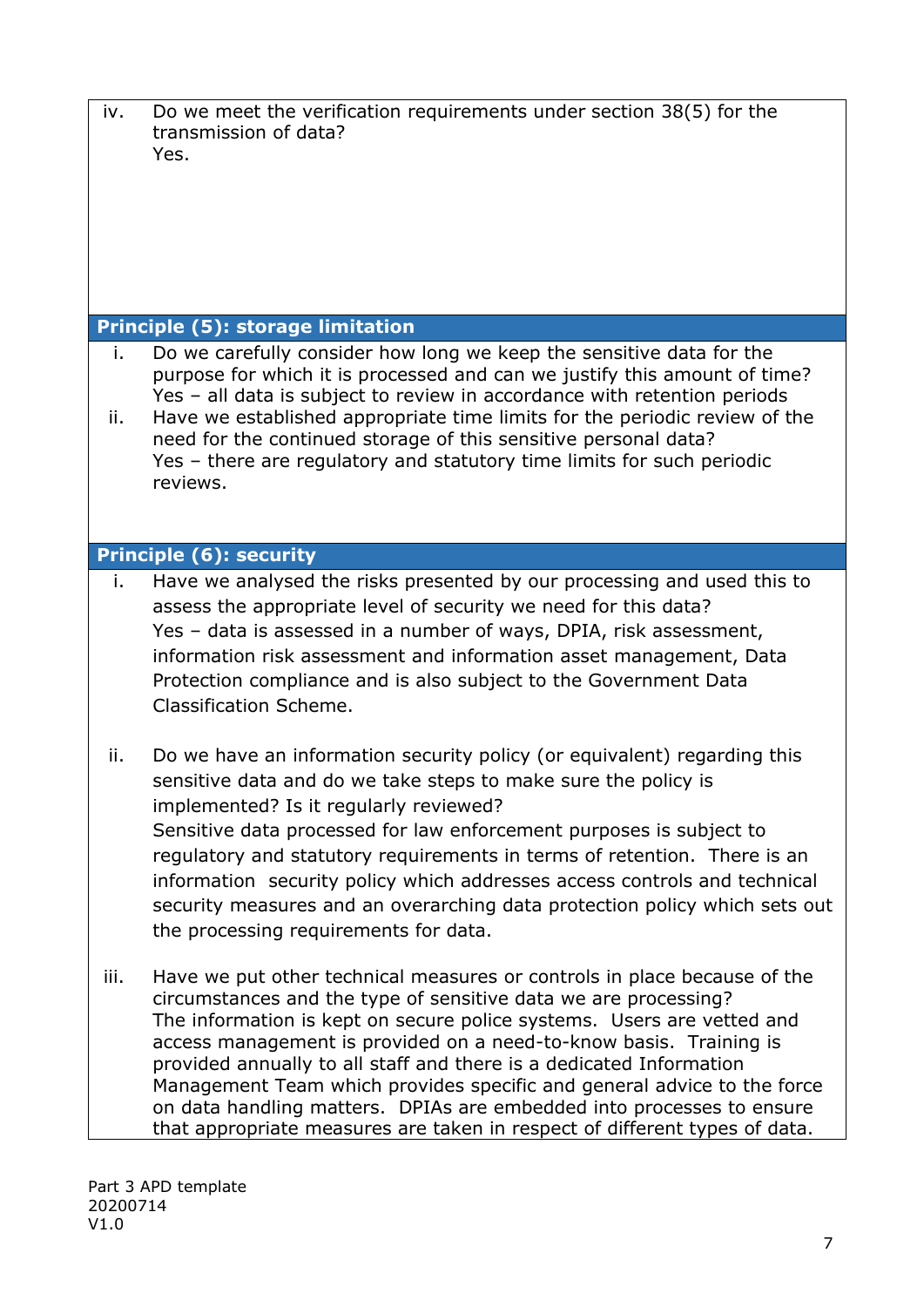iv. Do we meet the verification requirements under section 38(5) for the transmission of data?
Yes.

## Principle (5): storage limitation

i. Do we carefully consider how long we keep the sensitive data for the purpose for which it is processed and can we justify this amount of time?
Yes – all data is subject to review in accordance with retention periods

ii. Have we established appropriate time limits for the periodic review of the need for the continued storage of this sensitive personal data?
Yes – there are regulatory and statutory time limits for such periodic reviews.

## Principle (6): security

i. Have we analysed the risks presented by our processing and used this to assess the appropriate level of security we need for this data?
Yes – data is assessed in a number of ways, DPIA, risk assessment, information risk assessment and information asset management, Data Protection compliance and is also subject to the Government Data Classification Scheme.

ii. Do we have an information security policy (or equivalent) regarding this sensitive data and do we take steps to make sure the policy is implemented? Is it regularly reviewed?
Sensitive data processed for law enforcement purposes is subject to regulatory and statutory requirements in terms of retention. There is an information security policy which addresses access controls and technical security measures and an overarching data protection policy which sets out the processing requirements for data.

iii. Have we put other technical measures or controls in place because of the circumstances and the type of sensitive data we are processing?
The information is kept on secure police systems. Users are vetted and access management is provided on a need-to-know basis. Training is provided annually to all staff and there is a dedicated Information Management Team which provides specific and general advice to the force on data handling matters. DPIAs are embedded into processes to ensure that appropriate measures are taken in respect of different types of data.

Part 3 APD template
20200714
V1.0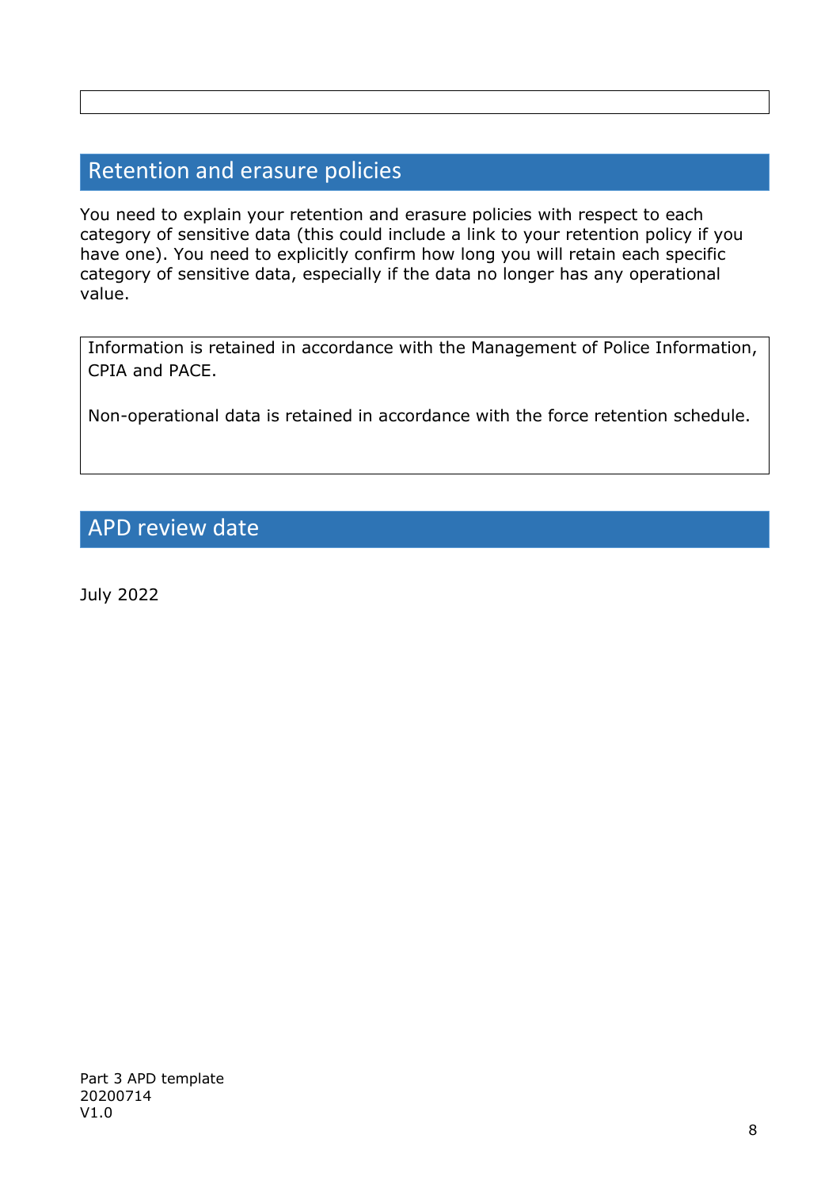## Retention and erasure policies

You need to explain your retention and erasure policies with respect to each category of sensitive data (this could include a link to your retention policy if you have one). You need to explicitly confirm how long you will retain each specific category of sensitive data, especially if the data no longer has any operational value.

| |
|---|
| Information is retained in accordance with the Management of Police Information, CPIA and PACE.<br><br>Non-operational data is retained in accordance with the force retention schedule. |

## APD review date

July 2022

Part 3 APD template
20200714
V1.0